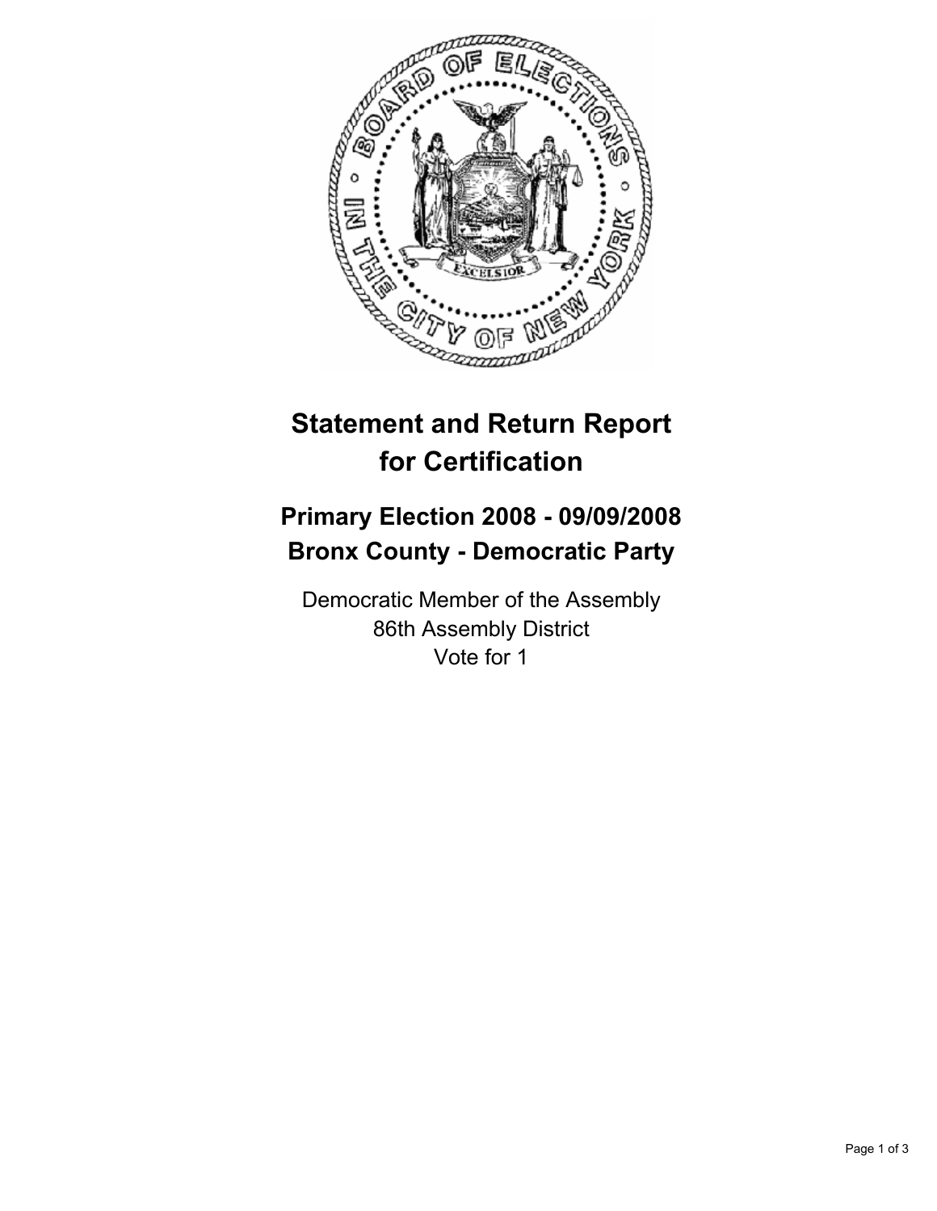# Statement and Return Report for Certification

## Primary Election 2008 - 09/09/2008
## Bronx County - Democratic Party

Democratic Member of the Assembly
86th Assembly District
Vote for 1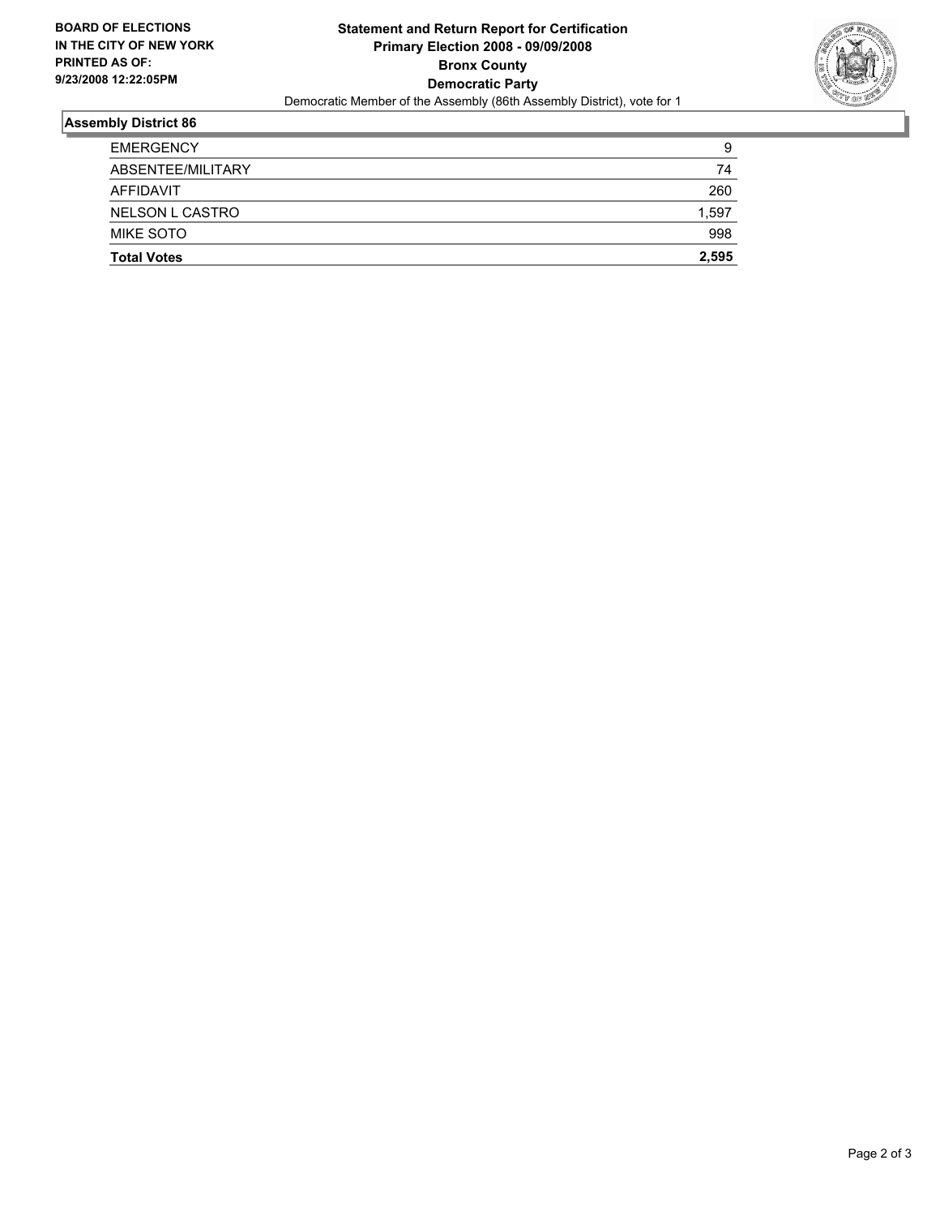**BOARD OF ELECTIONS IN THE CITY OF NEW YORK PRINTED AS OF: 9/23/2008 12:22:05PM**

**Statement and Return Report for Certification**
**Primary Election 2008 - 09/09/2008**
**Bronx County**
**Democratic Party**
Democratic Member of the Assembly (86th Assembly District), vote for 1

## Assembly District 86

| | |
|---|---|
| EMERGENCY | 9 |
| ABSENTEE/MILITARY | 74 |
| AFFIDAVIT | 260 |
| NELSON L CASTRO | 1,597 |
| MIKE SOTO | 998 |
| **Total Votes** | **2,595** |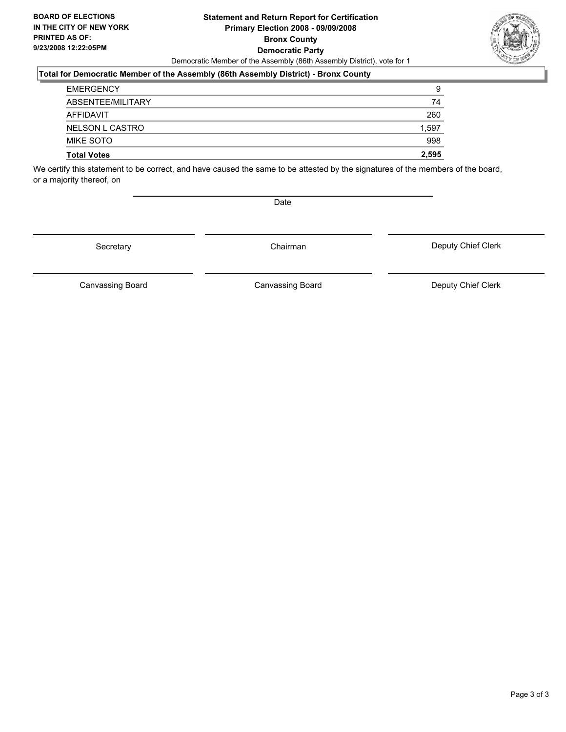**BOARD OF ELECTIONS IN THE CITY OF NEW YORK PRINTED AS OF: 9/23/2008 12:22:05PM**

**Statement and Return Report for Certification**
**Primary Election 2008 - 09/09/2008**
**Bronx County**
**Democratic Party**

Democratic Member of the Assembly (86th Assembly District), vote for 1

**Total for Democratic Member of the Assembly (86th Assembly District) - Bronx County**

| | |
|---|---|
| EMERGENCY | 9 |
| ABSENTEE/MILITARY | 74 |
| AFFIDAVIT | 260 |
| NELSON L CASTRO | 1,597 |
| MIKE SOTO | 998 |
| **Total Votes** | **2,595** |

We certify this statement to be correct, and have caused the same to be attested by the signatures of the members of the board, or a majority thereof, on

Date

Secretary

Chairman

Deputy Chief Clerk

Canvassing Board

Canvassing Board

Deputy Chief Clerk